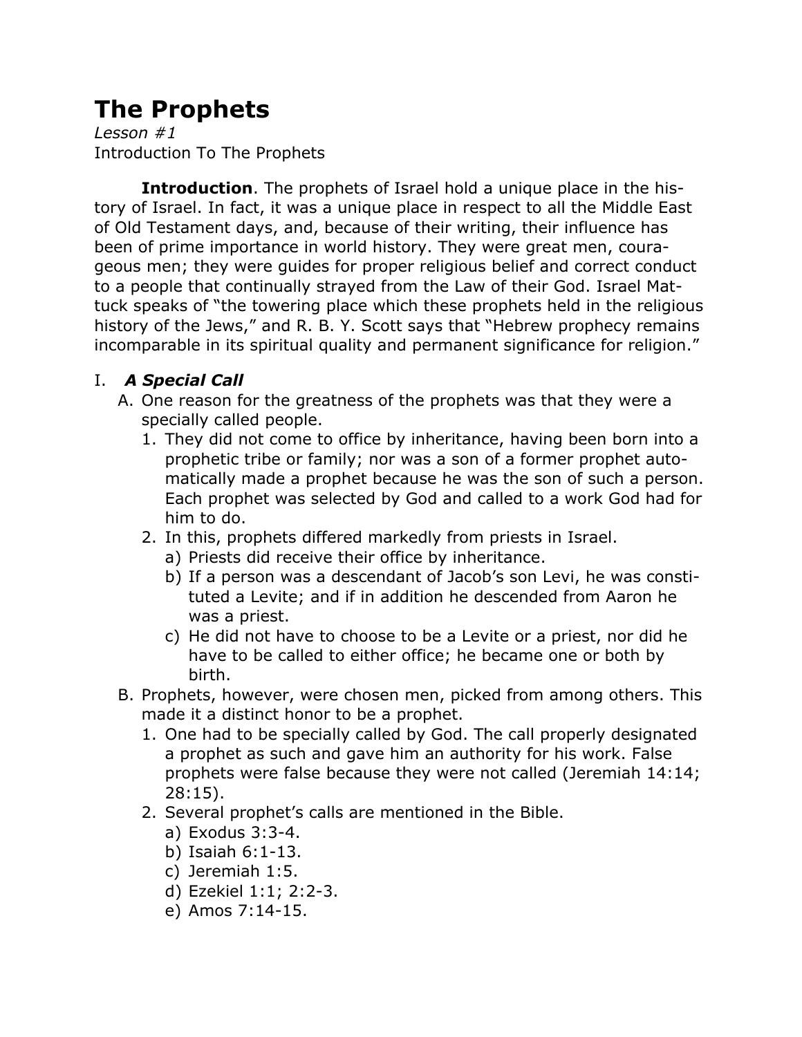# The Prophets

*Lesson #1*
Introduction To The Prophets

**Introduction**. The prophets of Israel hold a unique place in the history of Israel. In fact, it was a unique place in respect to all the Middle East of Old Testament days, and, because of their writing, their influence has been of prime importance in world history. They were great men, courageous men; they were guides for proper religious belief and correct conduct to a people that continually strayed from the Law of their God. Israel Mattuck speaks of "the towering place which these prophets held in the religious history of the Jews," and R. B. Y. Scott says that "Hebrew prophecy remains incomparable in its spiritual quality and permanent significance for religion."

## I. *A Special Call*

A. One reason for the greatness of the prophets was that they were a specially called people.
   1. They did not come to office by inheritance, having been born into a prophetic tribe or family; nor was a son of a former prophet automatically made a prophet because he was the son of such a person. Each prophet was selected by God and called to a work God had for him to do.
   2. In this, prophets differed markedly from priests in Israel.
      a) Priests did receive their office by inheritance.
      b) If a person was a descendant of Jacob's son Levi, he was constituted a Levite; and if in addition he descended from Aaron he was a priest.
      c) He did not have to choose to be a Levite or a priest, nor did he have to be called to either office; he became one or both by birth.

B. Prophets, however, were chosen men, picked from among others. This made it a distinct honor to be a prophet.
   1. One had to be specially called by God. The call properly designated a prophet as such and gave him an authority for his work. False prophets were false because they were not called (Jeremiah 14:14; 28:15).
   2. Several prophet's calls are mentioned in the Bible.
      a) Exodus 3:3-4.
      b) Isaiah 6:1-13.
      c) Jeremiah 1:5.
      d) Ezekiel 1:1; 2:2-3.
      e) Amos 7:14-15.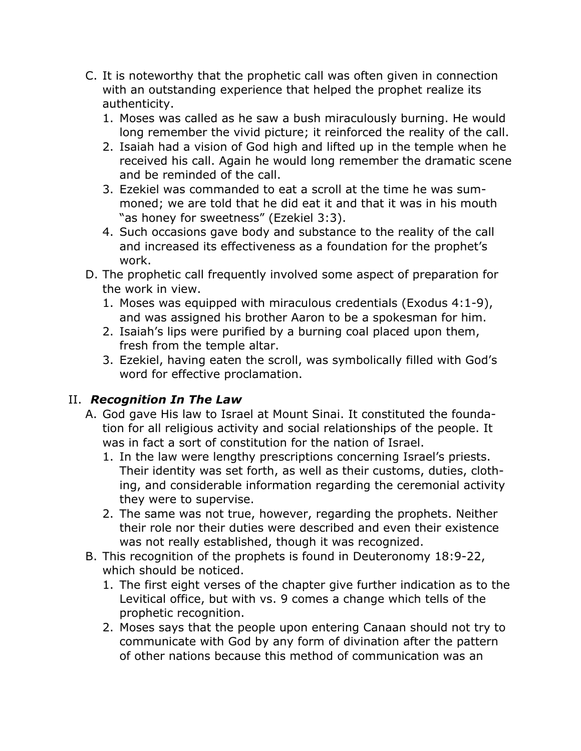C. It is noteworthy that the prophetic call was often given in connection with an outstanding experience that helped the prophet realize its authenticity.
   1. Moses was called as he saw a bush miraculously burning. He would long remember the vivid picture; it reinforced the reality of the call.
   2. Isaiah had a vision of God high and lifted up in the temple when he received his call. Again he would long remember the dramatic scene and be reminded of the call.
   3. Ezekiel was commanded to eat a scroll at the time he was summoned; we are told that he did eat it and that it was in his mouth "as honey for sweetness" (Ezekiel 3:3).
   4. Such occasions gave body and substance to the reality of the call and increased its effectiveness as a foundation for the prophet's work.

D. The prophetic call frequently involved some aspect of preparation for the work in view.
   1. Moses was equipped with miraculous credentials (Exodus 4:1-9), and was assigned his brother Aaron to be a spokesman for him.
   2. Isaiah's lips were purified by a burning coal placed upon them, fresh from the temple altar.
   3. Ezekiel, having eaten the scroll, was symbolically filled with God's word for effective proclamation.

## II. ***Recognition In The Law***

A. God gave His law to Israel at Mount Sinai. It constituted the foundation for all religious activity and social relationships of the people. It was in fact a sort of constitution for the nation of Israel.
   1. In the law were lengthy prescriptions concerning Israel's priests. Their identity was set forth, as well as their customs, duties, clothing, and considerable information regarding the ceremonial activity they were to supervise.
   2. The same was not true, however, regarding the prophets. Neither their role nor their duties were described and even their existence was not really established, though it was recognized.

B. This recognition of the prophets is found in Deuteronomy 18:9-22, which should be noticed.
   1. The first eight verses of the chapter give further indication as to the Levitical office, but with vs. 9 comes a change which tells of the prophetic recognition.
   2. Moses says that the people upon entering Canaan should not try to communicate with God by any form of divination after the pattern of other nations because this method of communication was an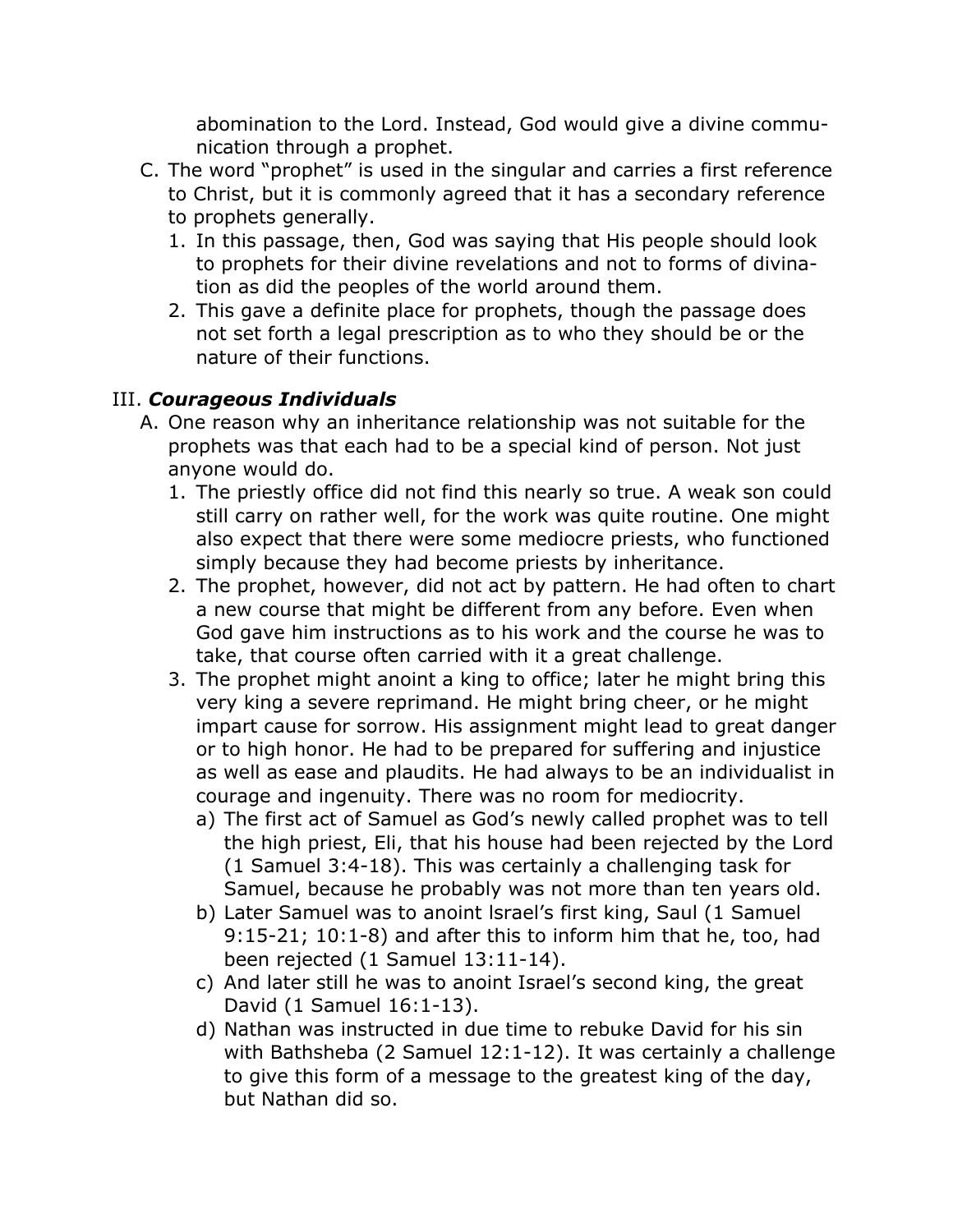abomination to the Lord. Instead, God would give a divine communication through a prophet.

C. The word "prophet" is used in the singular and carries a first reference to Christ, but it is commonly agreed that it has a secondary reference to prophets generally.
   1. In this passage, then, God was saying that His people should look to prophets for their divine revelations and not to forms of divination as did the peoples of the world around them.
   2. This gave a definite place for prophets, though the passage does not set forth a legal prescription as to who they should be or the nature of their functions.

## III. ***Courageous Individuals***

A. One reason why an inheritance relationship was not suitable for the prophets was that each had to be a special kind of person. Not just anyone would do.
   1. The priestly office did not find this nearly so true. A weak son could still carry on rather well, for the work was quite routine. One might also expect that there were some mediocre priests, who functioned simply because they had become priests by inheritance.
   2. The prophet, however, did not act by pattern. He had often to chart a new course that might be different from any before. Even when God gave him instructions as to his work and the course he was to take, that course often carried with it a great challenge.
   3. The prophet might anoint a king to office; later he might bring this very king a severe reprimand. He might bring cheer, or he might impart cause for sorrow. His assignment might lead to great danger or to high honor. He had to be prepared for suffering and injustice as well as ease and plaudits. He had always to be an individualist in courage and ingenuity. There was no room for mediocrity.
      a) The first act of Samuel as God's newly called prophet was to tell the high priest, Eli, that his house had been rejected by the Lord (1 Samuel 3:4-18). This was certainly a challenging task for Samuel, because he probably was not more than ten years old.
      b) Later Samuel was to anoint Israel's first king, Saul (1 Samuel 9:15-21; 10:1-8) and after this to inform him that he, too, had been rejected (1 Samuel 13:11-14).
      c) And later still he was to anoint Israel's second king, the great David (1 Samuel 16:1-13).
      d) Nathan was instructed in due time to rebuke David for his sin with Bathsheba (2 Samuel 12:1-12). It was certainly a challenge to give this form of a message to the greatest king of the day, but Nathan did so.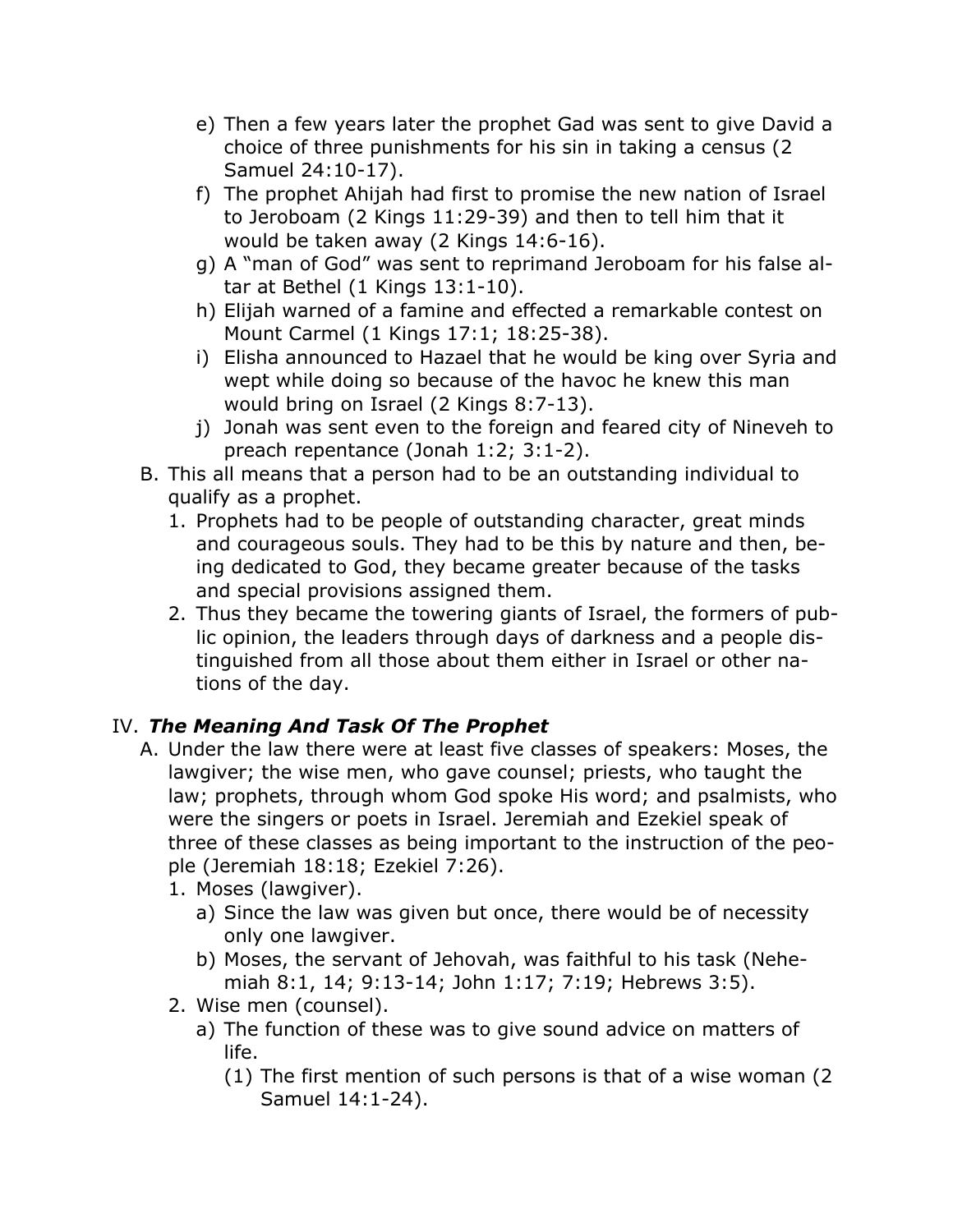e) Then a few years later the prophet Gad was sent to give David a choice of three punishments for his sin in taking a census (2 Samuel 24:10-17).
   f) The prophet Ahijah had first to promise the new nation of Israel to Jeroboam (2 Kings 11:29-39) and then to tell him that it would be taken away (2 Kings 14:6-16).
   g) A "man of God" was sent to reprimand Jeroboam for his false altar at Bethel (1 Kings 13:1-10).
   h) Elijah warned of a famine and effected a remarkable contest on Mount Carmel (1 Kings 17:1; 18:25-38).
   i) Elisha announced to Hazael that he would be king over Syria and wept while doing so because of the havoc he knew this man would bring on Israel (2 Kings 8:7-13).
   j) Jonah was sent even to the foreign and feared city of Nineveh to preach repentance (Jonah 1:2; 3:1-2).

B. This all means that a person had to be an outstanding individual to qualify as a prophet.
   1. Prophets had to be people of outstanding character, great minds and courageous souls. They had to be this by nature and then, being dedicated to God, they became greater because of the tasks and special provisions assigned them.
   2. Thus they became the towering giants of Israel, the formers of public opinion, the leaders through days of darkness and a people distinguished from all those about them either in Israel or other nations of the day.

## IV. ***The Meaning And Task Of The Prophet***

A. Under the law there were at least five classes of speakers: Moses, the lawgiver; the wise men, who gave counsel; priests, who taught the law; prophets, through whom God spoke His word; and psalmists, who were the singers or poets in Israel. Jeremiah and Ezekiel speak of three of these classes as being important to the instruction of the people (Jeremiah 18:18; Ezekiel 7:26).
   1. Moses (lawgiver).
      a) Since the law was given but once, there would be of necessity only one lawgiver.
      b) Moses, the servant of Jehovah, was faithful to his task (Nehemiah 8:1, 14; 9:13-14; John 1:17; 7:19; Hebrews 3:5).
   2. Wise men (counsel).
      a) The function of these was to give sound advice on matters of life.
         (1) The first mention of such persons is that of a wise woman (2 Samuel 14:1-24).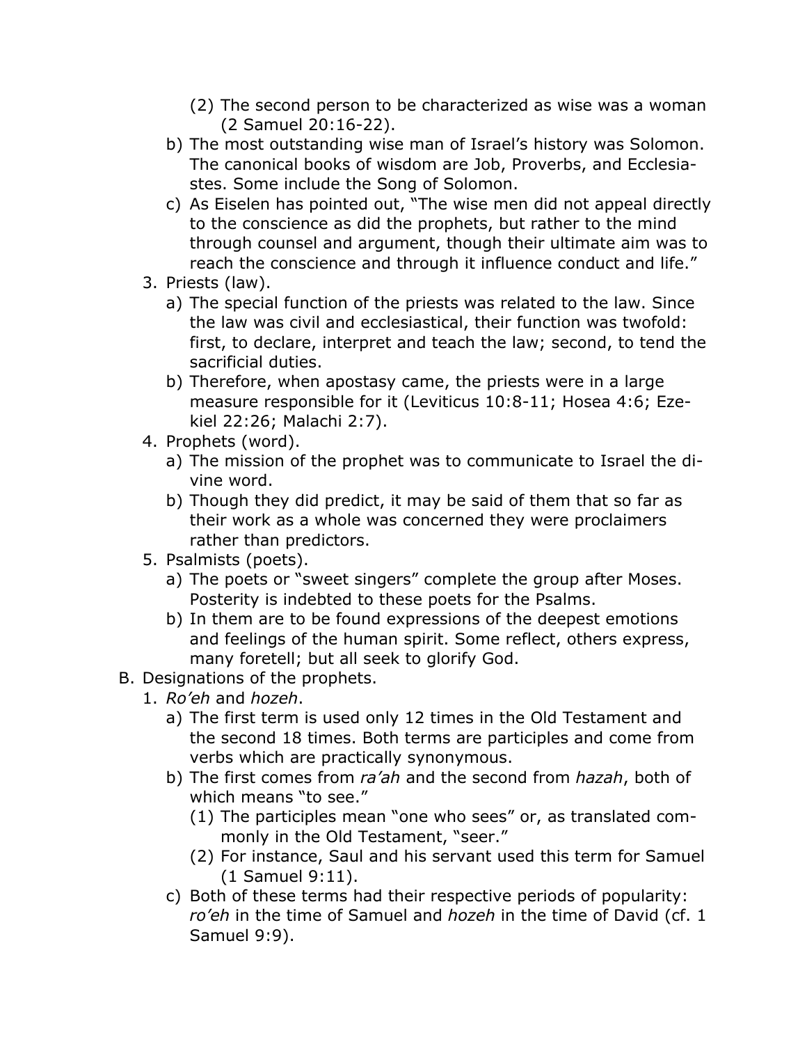(2) The second person to be characterized as wise was a woman (2 Samuel 20:16-22).
    b) The most outstanding wise man of Israel's history was Solomon. The canonical books of wisdom are Job, Proverbs, and Ecclesiastes. Some include the Song of Solomon.
    c) As Eiselen has pointed out, "The wise men did not appeal directly to the conscience as did the prophets, but rather to the mind through counsel and argument, though their ultimate aim was to reach the conscience and through it influence conduct and life."
  3. Priests (law).
    a) The special function of the priests was related to the law. Since the law was civil and ecclesiastical, their function was twofold: first, to declare, interpret and teach the law; second, to tend the sacrificial duties.
    b) Therefore, when apostasy came, the priests were in a large measure responsible for it (Leviticus 10:8-11; Hosea 4:6; Ezekiel 22:26; Malachi 2:7).
  4. Prophets (word).
    a) The mission of the prophet was to communicate to Israel the divine word.
    b) Though they did predict, it may be said of them that so far as their work as a whole was concerned they were proclaimers rather than predictors.
  5. Psalmists (poets).
    a) The poets or "sweet singers" complete the group after Moses. Posterity is indebted to these poets for the Psalms.
    b) In them are to be found expressions of the deepest emotions and feelings of the human spirit. Some reflect, others express, many foretell; but all seek to glorify God.

B. Designations of the prophets.
  1. *Ro'eh* and *hozeh*.
    a) The first term is used only 12 times in the Old Testament and the second 18 times. Both terms are participles and come from verbs which are practically synonymous.
    b) The first comes from *ra'ah* and the second from *hazah*, both of which means "to see."
        (1) The participles mean "one who sees" or, as translated commonly in the Old Testament, "seer."
        (2) For instance, Saul and his servant used this term for Samuel (1 Samuel 9:11).
    c) Both of these terms had their respective periods of popularity: *ro'eh* in the time of Samuel and *hozeh* in the time of David (cf. 1 Samuel 9:9).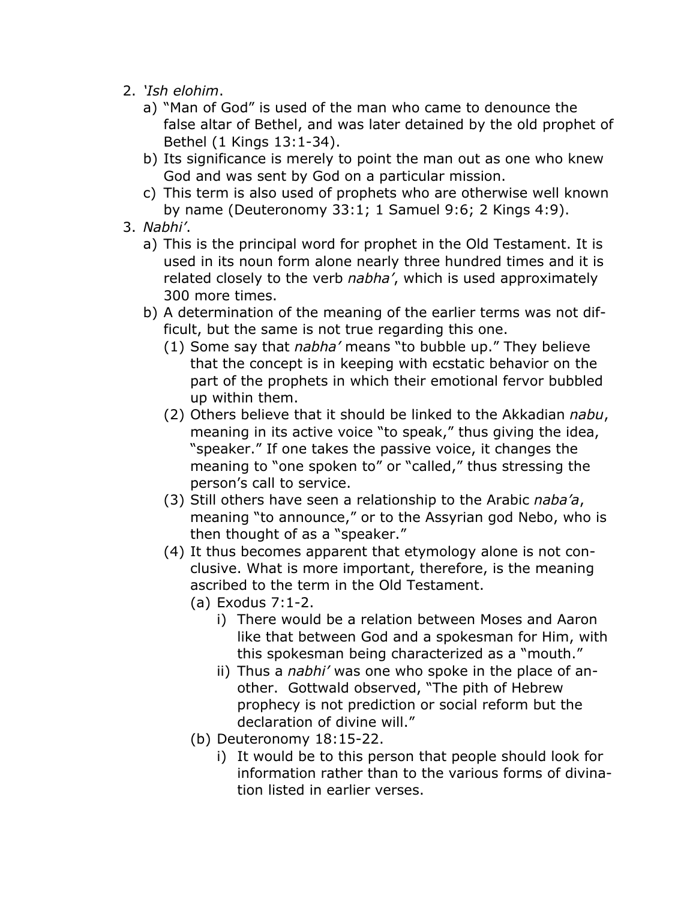2. *'Ish elohim*.
    a) "Man of God" is used of the man who came to denounce the false altar of Bethel, and was later detained by the old prophet of Bethel (1 Kings 13:1-34).
    b) Its significance is merely to point the man out as one who knew God and was sent by God on a particular mission.
    c) This term is also used of prophets who are otherwise well known by name (Deuteronomy 33:1; 1 Samuel 9:6; 2 Kings 4:9).
3. *Nabhi'*.
    a) This is the principal word for prophet in the Old Testament. It is used in its noun form alone nearly three hundred times and it is related closely to the verb *nabha'*, which is used approximately 300 more times.
    b) A determination of the meaning of the earlier terms was not difficult, but the same is not true regarding this one.
        (1) Some say that *nabha'* means "to bubble up." They believe that the concept is in keeping with ecstatic behavior on the part of the prophets in which their emotional fervor bubbled up within them.
        (2) Others believe that it should be linked to the Akkadian *nabu*, meaning in its active voice "to speak," thus giving the idea, "speaker." If one takes the passive voice, it changes the meaning to "one spoken to" or "called," thus stressing the person's call to service.
        (3) Still others have seen a relationship to the Arabic *naba'a*, meaning "to announce," or to the Assyrian god Nebo, who is then thought of as a "speaker."
        (4) It thus becomes apparent that etymology alone is not conclusive. What is more important, therefore, is the meaning ascribed to the term in the Old Testament.
            (a) Exodus 7:1-2.
                i) There would be a relation between Moses and Aaron like that between God and a spokesman for Him, with this spokesman being characterized as a "mouth."
                ii) Thus a *nabhi'* was one who spoke in the place of another. Gottwald observed, "The pith of Hebrew prophecy is not prediction or social reform but the declaration of divine will."
            (b) Deuteronomy 18:15-22.
                i) It would be to this person that people should look for information rather than to the various forms of divination listed in earlier verses.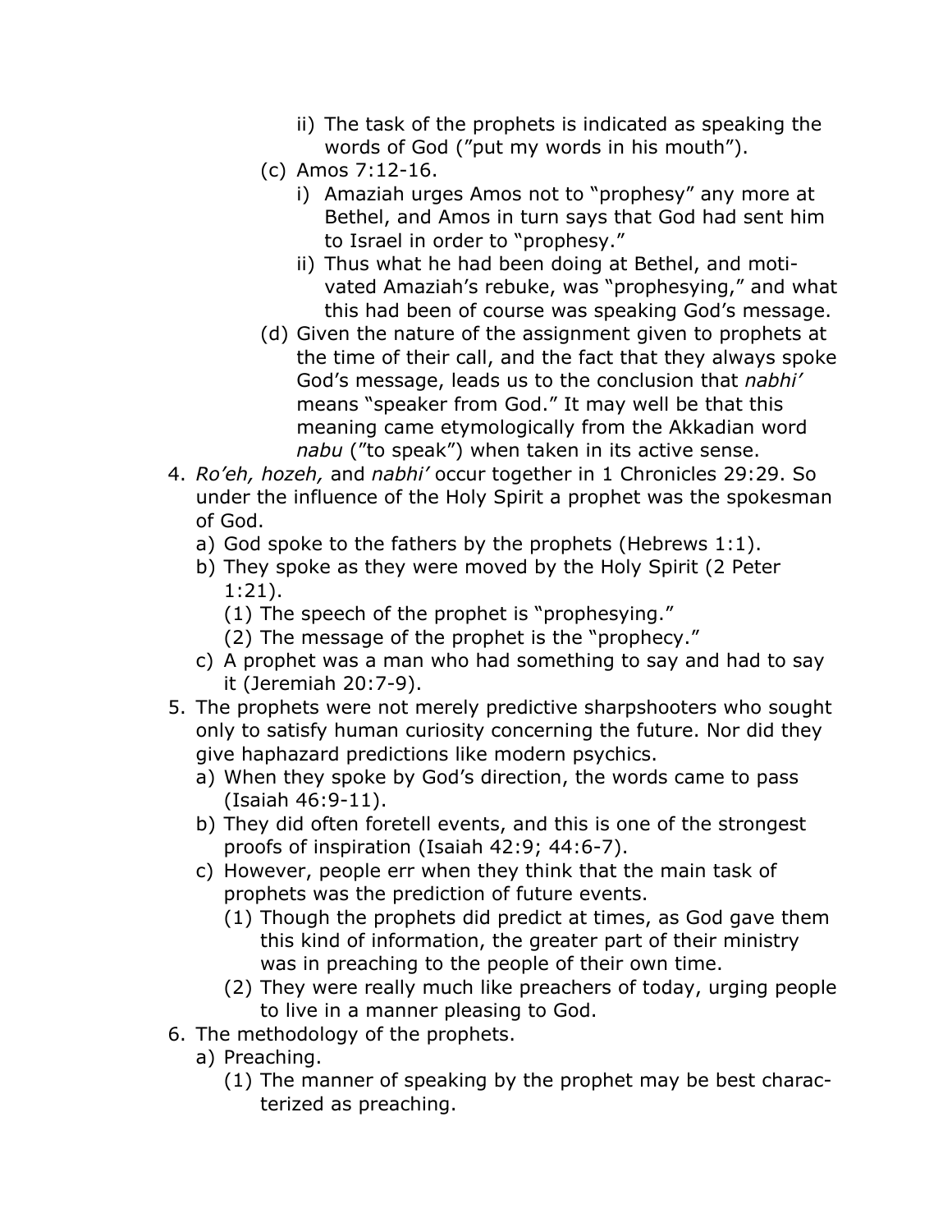- ii) The task of the prophets is indicated as speaking the words of God ("put my words in his mouth").
  - (c) Amos 7:12-16.
    - i) Amaziah urges Amos not to "prophesy" any more at Bethel, and Amos in turn says that God had sent him to Israel in order to "prophesy."
    - ii) Thus what he had been doing at Bethel, and motivated Amaziah's rebuke, was "prophesying," and what this had been of course was speaking God's message.
  - (d) Given the nature of the assignment given to prophets at the time of their call, and the fact that they always spoke God's message, leads us to the conclusion that *nabhi'* means "speaker from God." It may well be that this meaning came etymologically from the Akkadian word *nabu* ("to speak") when taken in its active sense.

4. *Ro'eh, hozeh,* and *nabhi'* occur together in 1 Chronicles 29:29. So under the influence of the Holy Spirit a prophet was the spokesman of God.
   - a) God spoke to the fathers by the prophets (Hebrews 1:1).
   - b) They spoke as they were moved by the Holy Spirit (2 Peter 1:21).
     - (1) The speech of the prophet is "prophesying."
     - (2) The message of the prophet is the "prophecy."
   - c) A prophet was a man who had something to say and had to say it (Jeremiah 20:7-9).
5. The prophets were not merely predictive sharpshooters who sought only to satisfy human curiosity concerning the future. Nor did they give haphazard predictions like modern psychics.
   - a) When they spoke by God's direction, the words came to pass (Isaiah 46:9-11).
   - b) They did often foretell events, and this is one of the strongest proofs of inspiration (Isaiah 42:9; 44:6-7).
   - c) However, people err when they think that the main task of prophets was the prediction of future events.
     - (1) Though the prophets did predict at times, as God gave them this kind of information, the greater part of their ministry was in preaching to the people of their own time.
     - (2) They were really much like preachers of today, urging people to live in a manner pleasing to God.
6. The methodology of the prophets.
   - a) Preaching.
     - (1) The manner of speaking by the prophet may be best characterized as preaching.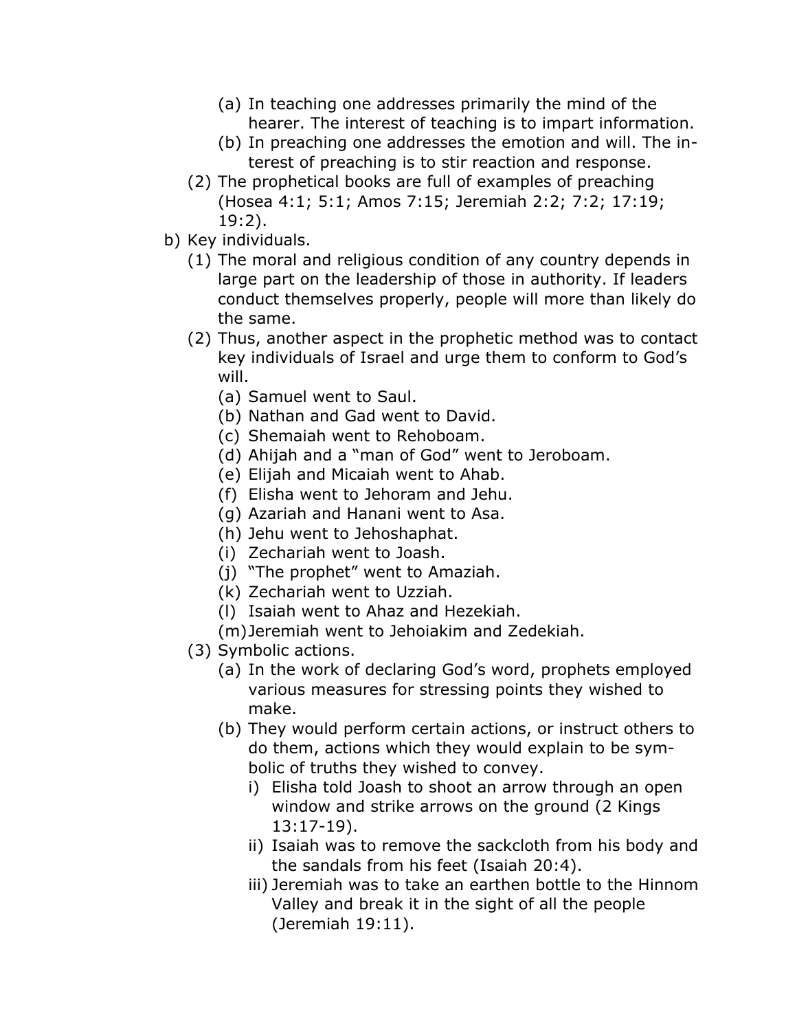- (a) In teaching one addresses primarily the mind of the hearer. The interest of teaching is to impart information.
      - (b) In preaching one addresses the emotion and will. The interest of preaching is to stir reaction and response.
   - (2) The prophetical books are full of examples of preaching (Hosea 4:1; 5:1; Amos 7:15; Jeremiah 2:2; 7:2; 17:19; 19:2).
- b) Key individuals.
   - (1) The moral and religious condition of any country depends in large part on the leadership of those in authority. If leaders conduct themselves properly, people will more than likely do the same.
   - (2) Thus, another aspect in the prophetic method was to contact key individuals of Israel and urge them to conform to God's will.
      - (a) Samuel went to Saul.
      - (b) Nathan and Gad went to David.
      - (c) Shemaiah went to Rehoboam.
      - (d) Ahijah and a "man of God" went to Jeroboam.
      - (e) Elijah and Micaiah went to Ahab.
      - (f) Elisha went to Jehoram and Jehu.
      - (g) Azariah and Hanani went to Asa.
      - (h) Jehu went to Jehoshaphat.
      - (i) Zechariah went to Joash.
      - (j) "The prophet" went to Amaziah.
      - (k) Zechariah went to Uzziah.
      - (l) Isaiah went to Ahaz and Hezekiah.
      - (m) Jeremiah went to Jehoiakim and Zedekiah.
   - (3) Symbolic actions.
      - (a) In the work of declaring God's word, prophets employed various measures for stressing points they wished to make.
      - (b) They would perform certain actions, or instruct others to do them, actions which they would explain to be symbolic of truths they wished to convey.
         - i) Elisha told Joash to shoot an arrow through an open window and strike arrows on the ground (2 Kings 13:17-19).
         - ii) Isaiah was to remove the sackcloth from his body and the sandals from his feet (Isaiah 20:4).
         - iii) Jeremiah was to take an earthen bottle to the Hinnom Valley and break it in the sight of all the people (Jeremiah 19:11).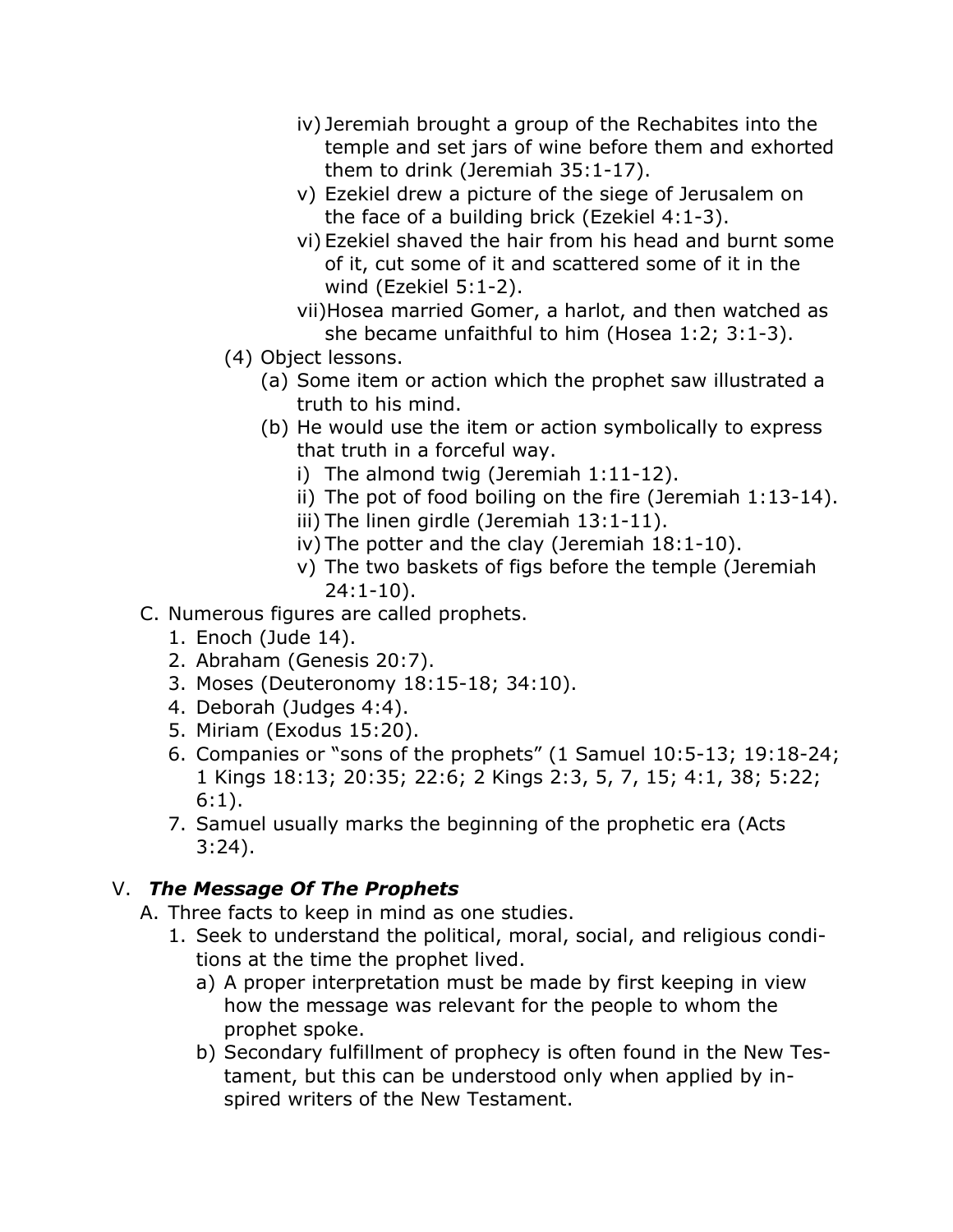- iv) Jeremiah brought a group of the Rechabites into the temple and set jars of wine before them and exhorted them to drink (Jeremiah 35:1-17).
- v) Ezekiel drew a picture of the siege of Jerusalem on the face of a building brick (Ezekiel 4:1-3).
- vi) Ezekiel shaved the hair from his head and burnt some of it, cut some of it and scattered some of it in the wind (Ezekiel 5:1-2).
- vii) Hosea married Gomer, a harlot, and then watched as she became unfaithful to him (Hosea 1:2; 3:1-3).

(4) Object lessons.

- (a) Some item or action which the prophet saw illustrated a truth to his mind.
- (b) He would use the item or action symbolically to express that truth in a forceful way.
  - i) The almond twig (Jeremiah 1:11-12).
  - ii) The pot of food boiling on the fire (Jeremiah 1:13-14).
  - iii) The linen girdle (Jeremiah 13:1-11).
  - iv) The potter and the clay (Jeremiah 18:1-10).
  - v) The two baskets of figs before the temple (Jeremiah 24:1-10).

C. Numerous figures are called prophets.

1. Enoch (Jude 14).
2. Abraham (Genesis 20:7).
3. Moses (Deuteronomy 18:15-18; 34:10).
4. Deborah (Judges 4:4).
5. Miriam (Exodus 15:20).
6. Companies or "sons of the prophets" (1 Samuel 10:5-13; 19:18-24; 1 Kings 18:13; 20:35; 22:6; 2 Kings 2:3, 5, 7, 15; 4:1, 38; 5:22; 6:1).
7. Samuel usually marks the beginning of the prophetic era (Acts 3:24).

## V. *The Message Of The Prophets*

A. Three facts to keep in mind as one studies.

1. Seek to understand the political, moral, social, and religious conditions at the time the prophet lived.
   - a) A proper interpretation must be made by first keeping in view how the message was relevant for the people to whom the prophet spoke.
   - b) Secondary fulfillment of prophecy is often found in the New Testament, but this can be understood only when applied by inspired writers of the New Testament.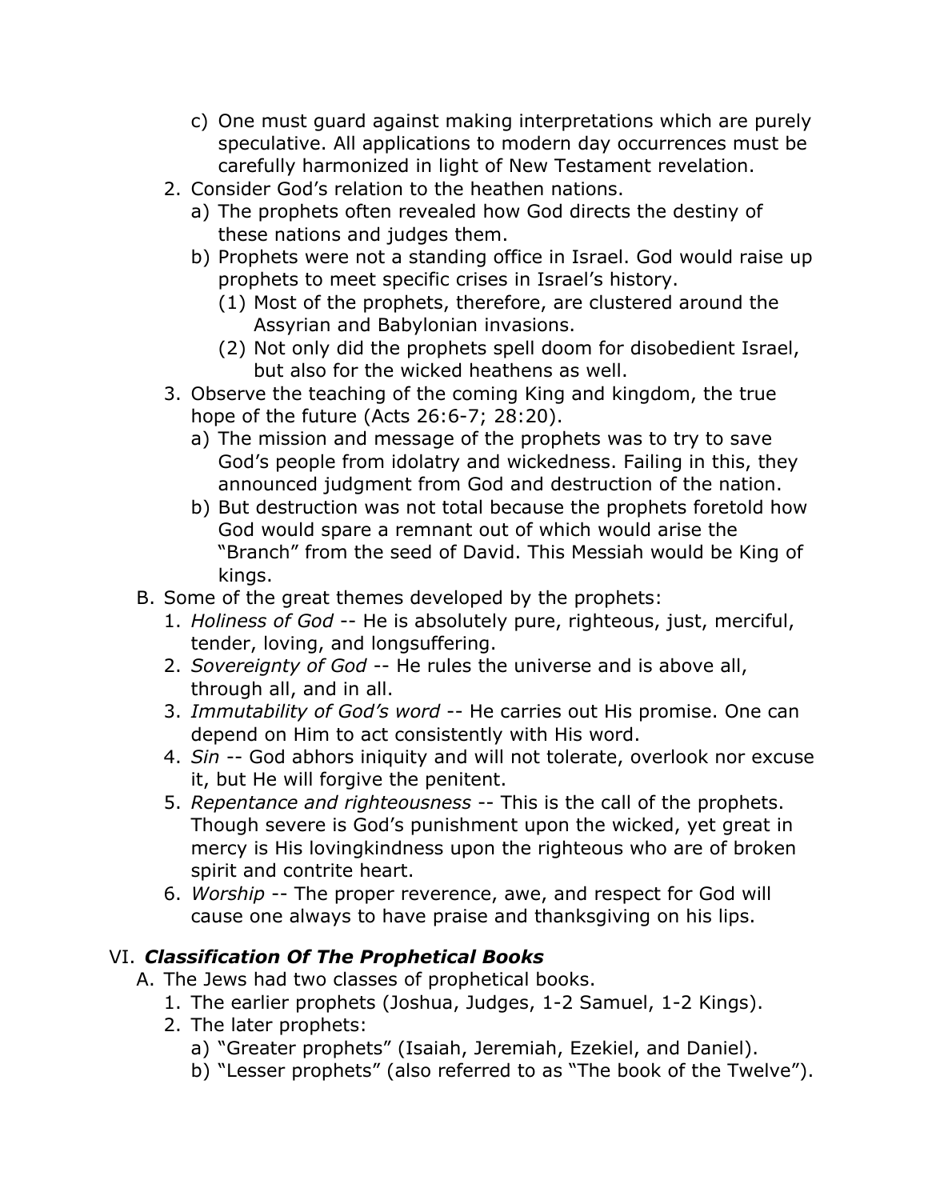c) One must guard against making interpretations which are purely speculative. All applications to modern day occurrences must be carefully harmonized in light of New Testament revelation.

2. Consider God's relation to the heathen nations.
   a) The prophets often revealed how God directs the destiny of these nations and judges them.
   b) Prophets were not a standing office in Israel. God would raise up prophets to meet specific crises in Israel's history.
      (1) Most of the prophets, therefore, are clustered around the Assyrian and Babylonian invasions.
      (2) Not only did the prophets spell doom for disobedient Israel, but also for the wicked heathens as well.
3. Observe the teaching of the coming King and kingdom, the true hope of the future (Acts 26:6-7; 28:20).
   a) The mission and message of the prophets was to try to save God's people from idolatry and wickedness. Failing in this, they announced judgment from God and destruction of the nation.
   b) But destruction was not total because the prophets foretold how God would spare a remnant out of which would arise the "Branch" from the seed of David. This Messiah would be King of kings.

B. Some of the great themes developed by the prophets:
1. *Holiness of God* -- He is absolutely pure, righteous, just, merciful, tender, loving, and longsuffering.
2. *Sovereignty of God* -- He rules the universe and is above all, through all, and in all.
3. *Immutability of God's word* -- He carries out His promise. One can depend on Him to act consistently with His word.
4. *Sin* -- God abhors iniquity and will not tolerate, overlook nor excuse it, but He will forgive the penitent.
5. *Repentance and righteousness* -- This is the call of the prophets. Though severe is God's punishment upon the wicked, yet great in mercy is His lovingkindness upon the righteous who are of broken spirit and contrite heart.
6. *Worship* -- The proper reverence, awe, and respect for God will cause one always to have praise and thanksgiving on his lips.

## VI. ***Classification Of The Prophetical Books***

A. The Jews had two classes of prophetical books.
1. The earlier prophets (Joshua, Judges, 1-2 Samuel, 1-2 Kings).
2. The later prophets:
   a) "Greater prophets" (Isaiah, Jeremiah, Ezekiel, and Daniel).
   b) "Lesser prophets" (also referred to as "The book of the Twelve").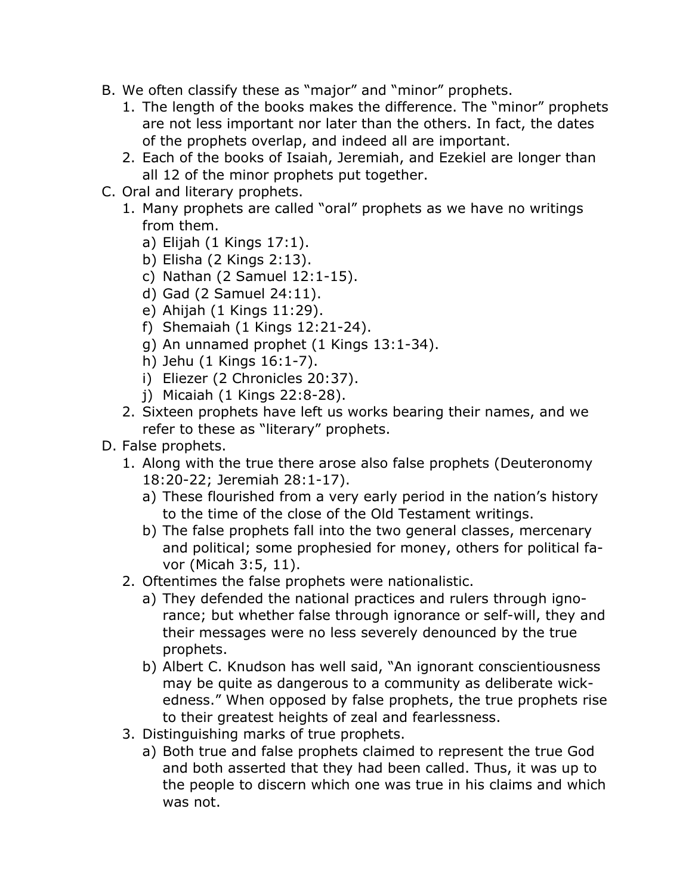B. We often classify these as “major” and “minor” prophets.
   1. The length of the books makes the difference. The “minor” prophets are not less important nor later than the others. In fact, the dates of the prophets overlap, and indeed all are important.
   2. Each of the books of Isaiah, Jeremiah, and Ezekiel are longer than all 12 of the minor prophets put together.

C. Oral and literary prophets.
   1. Many prophets are called “oral” prophets as we have no writings from them.
      a) Elijah (1 Kings 17:1).
      b) Elisha (2 Kings 2:13).
      c) Nathan (2 Samuel 12:1-15).
      d) Gad (2 Samuel 24:11).
      e) Ahijah (1 Kings 11:29).
      f) Shemaiah (1 Kings 12:21-24).
      g) An unnamed prophet (1 Kings 13:1-34).
      h) Jehu (1 Kings 16:1-7).
      i) Eliezer (2 Chronicles 20:37).
      j) Micaiah (1 Kings 22:8-28).
   2. Sixteen prophets have left us works bearing their names, and we refer to these as “literary” prophets.

D. False prophets.
   1. Along with the true there arose also false prophets (Deuteronomy 18:20-22; Jeremiah 28:1-17).
      a) These flourished from a very early period in the nation’s history to the time of the close of the Old Testament writings.
      b) The false prophets fall into the two general classes, mercenary and political; some prophesied for money, others for political favor (Micah 3:5, 11).
   2. Oftentimes the false prophets were nationalistic.
      a) They defended the national practices and rulers through ignorance; but whether false through ignorance or self-will, they and their messages were no less severely denounced by the true prophets.
      b) Albert C. Knudson has well said, “An ignorant conscientiousness may be quite as dangerous to a community as deliberate wickedness.” When opposed by false prophets, the true prophets rise to their greatest heights of zeal and fearlessness.
   3. Distinguishing marks of true prophets.
      a) Both true and false prophets claimed to represent the true God and both asserted that they had been called. Thus, it was up to the people to discern which one was true in his claims and which was not.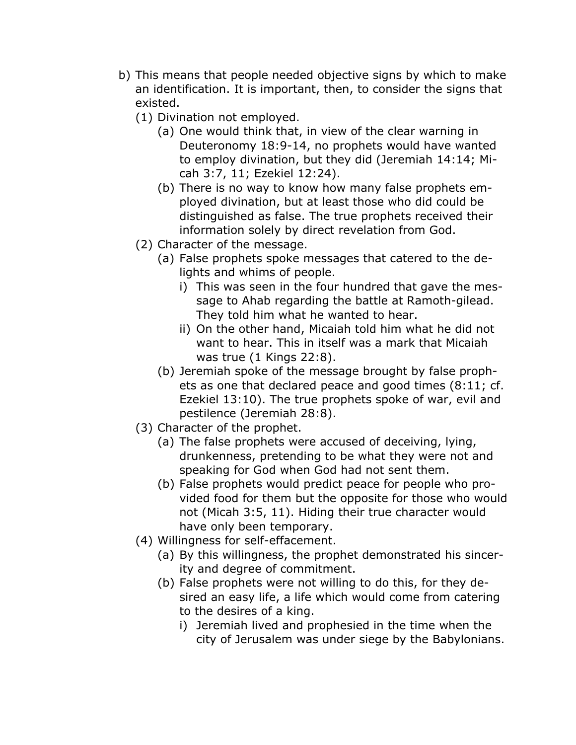b) This means that people needed objective signs by which to make an identification. It is important, then, to consider the signs that existed.
   (1) Divination not employed.
      (a) One would think that, in view of the clear warning in Deuteronomy 18:9-14, no prophets would have wanted to employ divination, but they did (Jeremiah 14:14; Micah 3:7, 11; Ezekiel 12:24).
      (b) There is no way to know how many false prophets employed divination, but at least those who did could be distinguished as false. The true prophets received their information solely by direct revelation from God.
   (2) Character of the message.
      (a) False prophets spoke messages that catered to the delights and whims of people.
         i) This was seen in the four hundred that gave the message to Ahab regarding the battle at Ramoth-gilead. They told him what he wanted to hear.
         ii) On the other hand, Micaiah told him what he did not want to hear. This in itself was a mark that Micaiah was true (1 Kings 22:8).
      (b) Jeremiah spoke of the message brought by false prophets as one that declared peace and good times (8:11; cf. Ezekiel 13:10). The true prophets spoke of war, evil and pestilence (Jeremiah 28:8).
   (3) Character of the prophet.
      (a) The false prophets were accused of deceiving, lying, drunkenness, pretending to be what they were not and speaking for God when God had not sent them.
      (b) False prophets would predict peace for people who provided food for them but the opposite for those who would not (Micah 3:5, 11). Hiding their true character would have only been temporary.
   (4) Willingness for self-effacement.
      (a) By this willingness, the prophet demonstrated his sincerity and degree of commitment.
      (b) False prophets were not willing to do this, for they desired an easy life, a life which would come from catering to the desires of a king.
         i) Jeremiah lived and prophesied in the time when the city of Jerusalem was under siege by the Babylonians.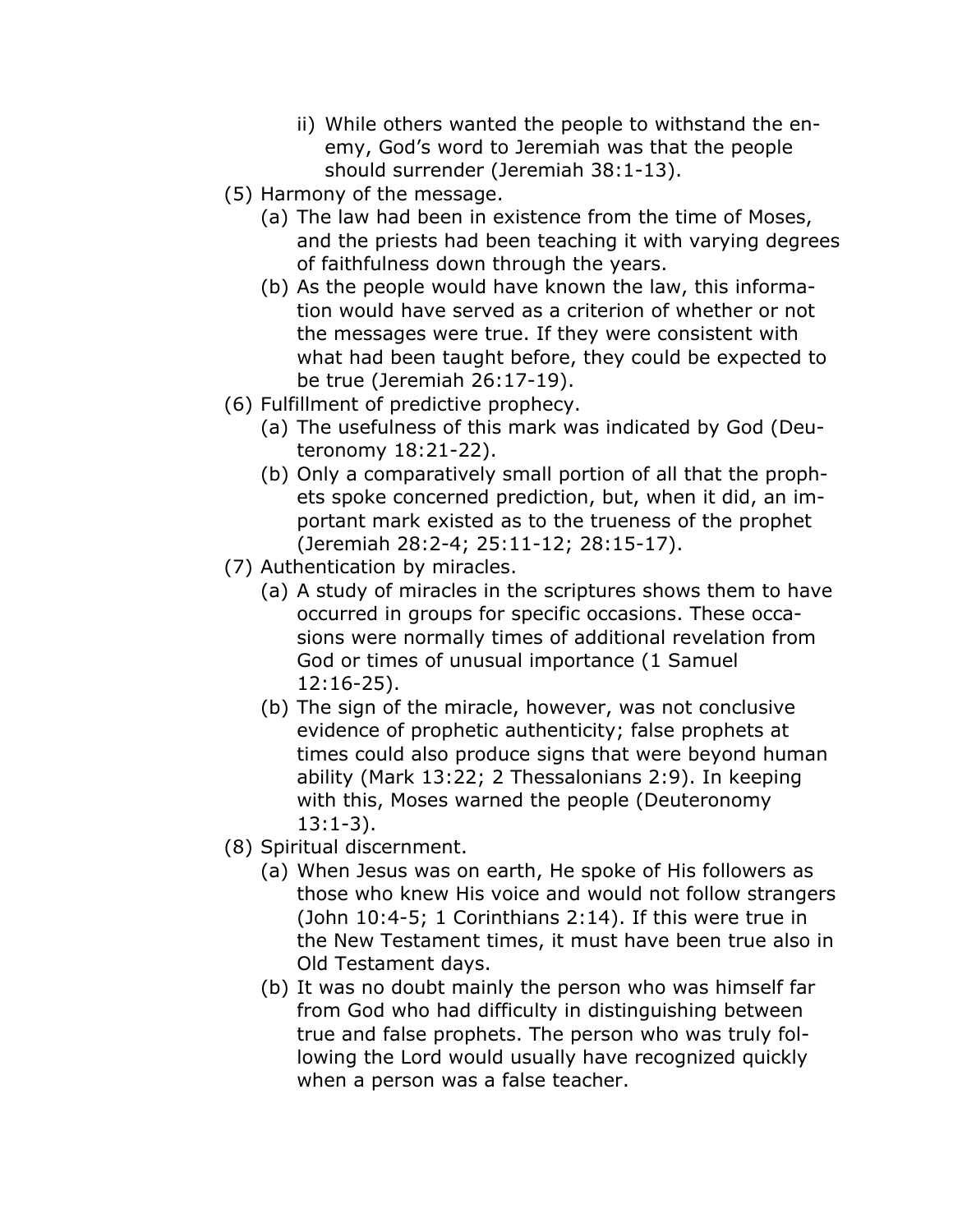ii) While others wanted the people to withstand the enemy, God's word to Jeremiah was that the people should surrender (Jeremiah 38:1-13).

(5) Harmony of the message.

(a) The law had been in existence from the time of Moses, and the priests had been teaching it with varying degrees of faithfulness down through the years.

(b) As the people would have known the law, this information would have served as a criterion of whether or not the messages were true. If they were consistent with what had been taught before, they could be expected to be true (Jeremiah 26:17-19).

(6) Fulfillment of predictive prophecy.

(a) The usefulness of this mark was indicated by God (Deuteronomy 18:21-22).

(b) Only a comparatively small portion of all that the prophets spoke concerned prediction, but, when it did, an important mark existed as to the trueness of the prophet (Jeremiah 28:2-4; 25:11-12; 28:15-17).

(7) Authentication by miracles.

(a) A study of miracles in the scriptures shows them to have occurred in groups for specific occasions. These occasions were normally times of additional revelation from God or times of unusual importance (1 Samuel 12:16-25).

(b) The sign of the miracle, however, was not conclusive evidence of prophetic authenticity; false prophets at times could also produce signs that were beyond human ability (Mark 13:22; 2 Thessalonians 2:9). In keeping with this, Moses warned the people (Deuteronomy 13:1-3).

(8) Spiritual discernment.

(a) When Jesus was on earth, He spoke of His followers as those who knew His voice and would not follow strangers (John 10:4-5; 1 Corinthians 2:14). If this were true in the New Testament times, it must have been true also in Old Testament days.

(b) It was no doubt mainly the person who was himself far from God who had difficulty in distinguishing between true and false prophets. The person who was truly following the Lord would usually have recognized quickly when a person was a false teacher.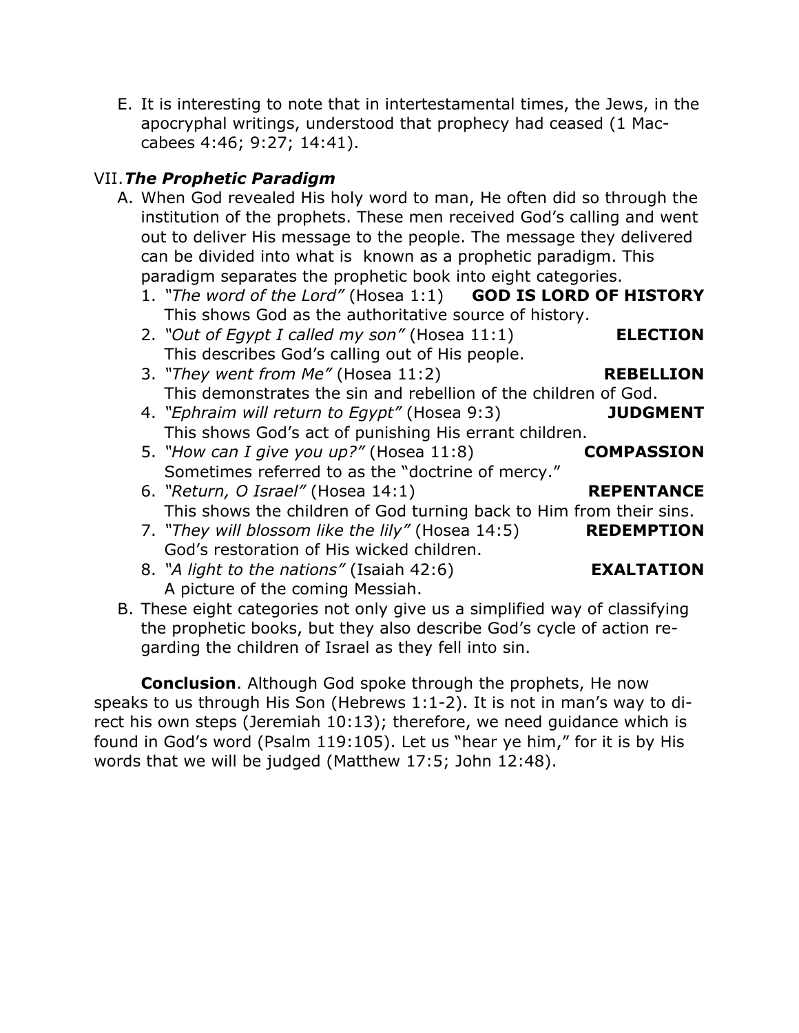E. It is interesting to note that in intertestamental times, the Jews, in the apocryphal writings, understood that prophecy had ceased (1 Maccabees 4:46; 9:27; 14:41).

## VII. *The Prophetic Paradigm*

A. When God revealed His holy word to man, He often did so through the institution of the prophets. These men received God's calling and went out to deliver His message to the people. The message they delivered can be divided into what is known as a prophetic paradigm. This paradigm separates the prophetic book into eight categories.

1. *"The word of the Lord"* (Hosea 1:1) **GOD IS LORD OF HISTORY**
   This shows God as the authoritative source of history.
2. *"Out of Egypt I called my son"* (Hosea 11:1) **ELECTION**
   This describes God's calling out of His people.
3. *"They went from Me"* (Hosea 11:2) **REBELLION**
   This demonstrates the sin and rebellion of the children of God.
4. *"Ephraim will return to Egypt"* (Hosea 9:3) **JUDGMENT**
   This shows God's act of punishing His errant children.
5. *"How can I give you up?"* (Hosea 11:8) **COMPASSION**
   Sometimes referred to as the "doctrine of mercy."
6. *"Return, O Israel"* (Hosea 14:1) **REPENTANCE**
   This shows the children of God turning back to Him from their sins.
7. *"They will blossom like the lily"* (Hosea 14:5) **REDEMPTION**
   God's restoration of His wicked children.
8. *"A light to the nations"* (Isaiah 42:6) **EXALTATION**
   A picture of the coming Messiah.

B. These eight categories not only give us a simplified way of classifying the prophetic books, but they also describe God's cycle of action regarding the children of Israel as they fell into sin.

**Conclusion**. Although God spoke through the prophets, He now speaks to us through His Son (Hebrews 1:1-2). It is not in man's way to direct his own steps (Jeremiah 10:13); therefore, we need guidance which is found in God's word (Psalm 119:105). Let us "hear ye him," for it is by His words that we will be judged (Matthew 17:5; John 12:48).